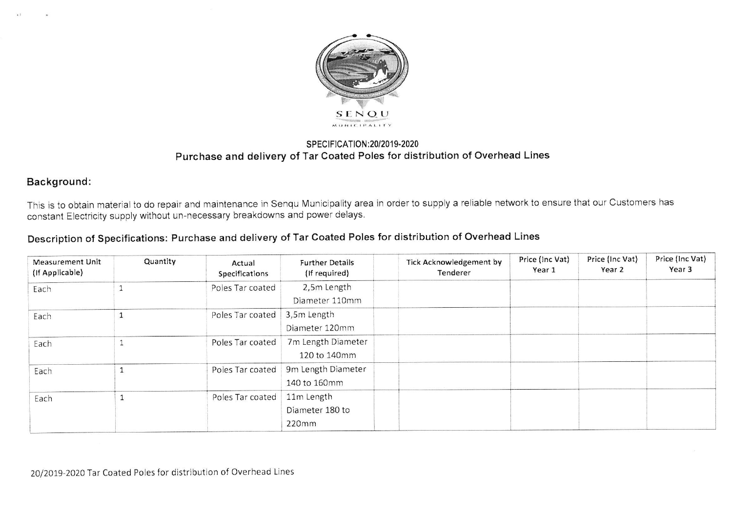SENQU MUNICIPALITY

## SPECIFICATION:20/2019-2020

## Purchase and delivery of Tar Coated Poles for distribution of Overhead Lines

### Background:

This is to obtain material to do repair and maintenance in Senqu Municipality area in order to supply a reliable network to ensure that our Customers has constant Electricity supply without un-necessary breakdowns and power delays.

### Description of Specifications: Purchase and delivery of Tar Coated Poles for distribution of Overhead Lines

| Measurement Unit (If Applicable) | Quantity | Actual Specifications | Further Details (If required) | | Tick Acknowledgement by Tenderer | Price (Inc Vat) Year 1 | Price (Inc Vat) Year 2 | Price (Inc Vat) Year 3 |
|---|---|---|---|---|---|---|---|---|
| Each | 1 | Poles Tar coated | 2,5m Length Diameter 110mm | | | | | |
| Each | 1 | Poles Tar coated | 3,5m Length Diameter 120mm | | | | | |
| Each | 1 | Poles Tar coated | 7m Length Diameter 120 to 140mm | | | | | |
| Each | 1 | Poles Tar coated | 9m Length Diameter 140 to 160mm | | | | | |
| Each | 1 | Poles Tar coated | 11m Length Diameter 180 to 220mm | | | | | |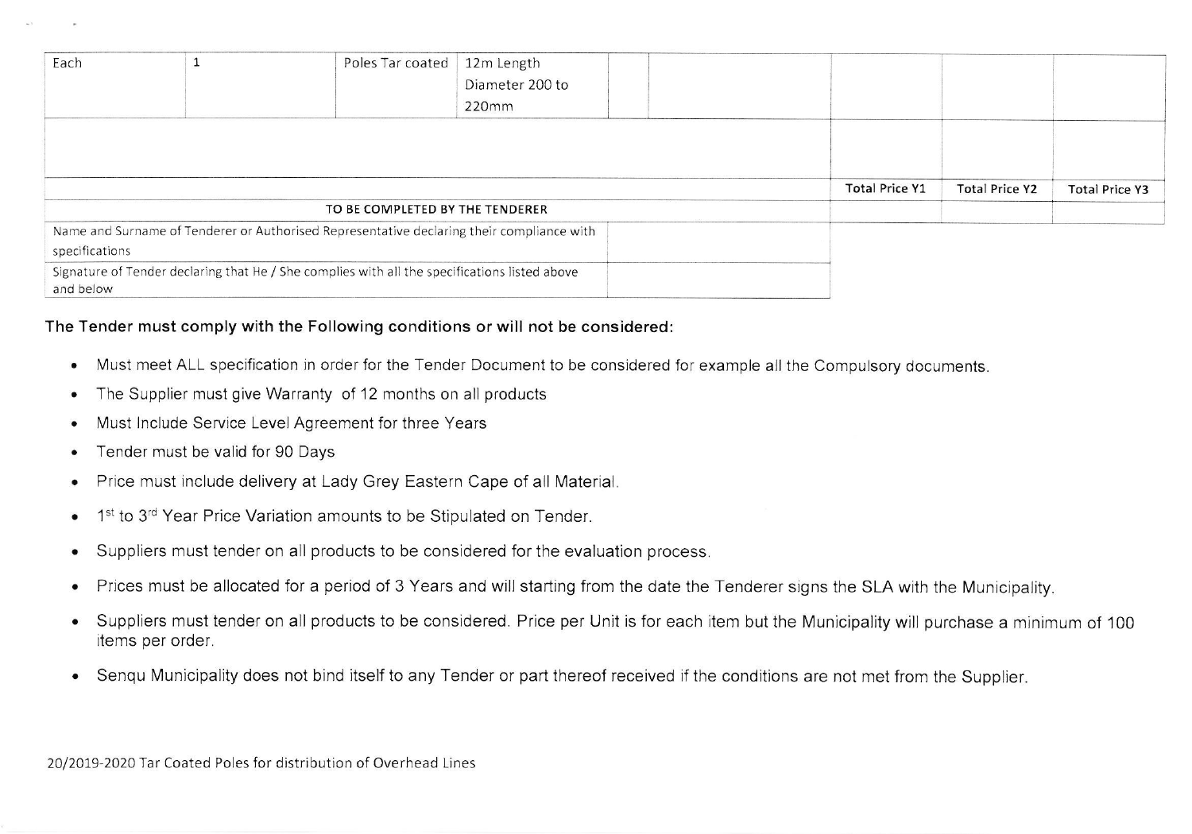| | | | | | | | | |
|---|---|---|---|---|---|---|---|---|
| Each | 1 | Poles Tar coated | 12m Length Diameter 200 to 220mm | | | | | |
| | | | | | | | | |
| | | | | | | Total Price Y1 | Total Price Y2 | Total Price Y3 |
| TO BE COMPLETED BY THE TENDERER | | | | | | | | |
| Name and Surname of Tenderer or Authorised Representative declaring their compliance with specifications | | | | | | | | |
| Signature of Tender declaring that He / She complies with all the specifications listed above and below | | | | | | | | |

**The Tender must comply with the Following conditions or will not be considered:**

- Must meet ALL specification in order for the Tender Document to be considered for example all the Compulsory documents.
- The Supplier must give Warranty of 12 months on all products
- Must Include Service Level Agreement for three Years
- Tender must be valid for 90 Days
- Price must include delivery at Lady Grey Eastern Cape of all Material.
- 1st to 3rd Year Price Variation amounts to be Stipulated on Tender.
- Suppliers must tender on all products to be considered for the evaluation process.
- Prices must be allocated for a period of 3 Years and will starting from the date the Tenderer signs the SLA with the Municipality.
- Suppliers must tender on all products to be considered. Price per Unit is for each item but the Municipality will purchase a minimum of 100 items per order.
- Senqu Municipality does not bind itself to any Tender or part thereof received if the conditions are not met from the Supplier.

20/2019-2020 Tar Coated Poles for distribution of Overhead Lines